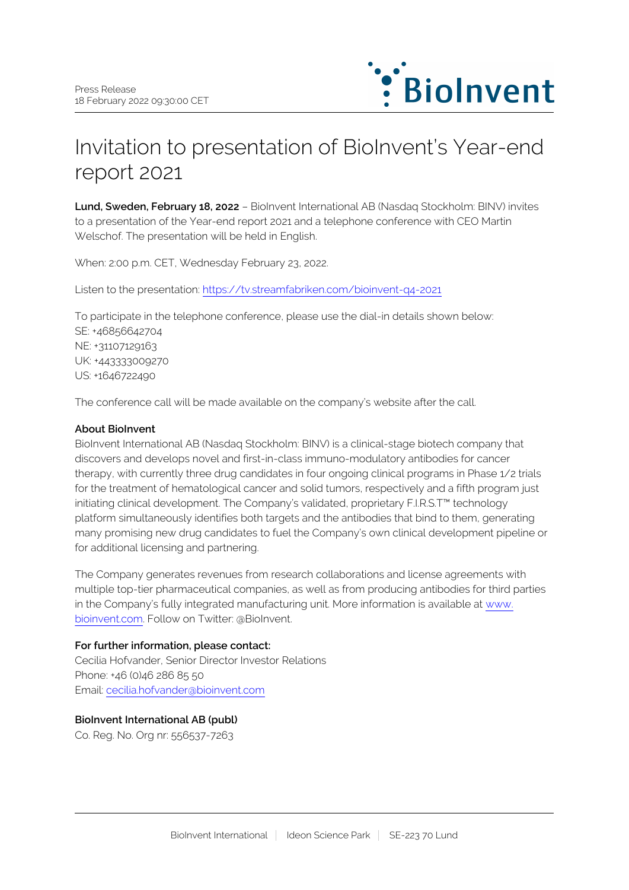Press Release
18 February 2022 09:30:00 CET

# Invitation to presentation of BioInvent's Year-end report 2021

**Lund, Sweden, February 18, 2022** – BioInvent International AB (Nasdaq Stockholm: BINV) invites to a presentation of the Year-end report 2021 and a telephone conference with CEO Martin Welschof. The presentation will be held in English.

When: 2:00 p.m. CET, Wednesday February 23, 2022.

Listen to the presentation: https://tv.streamfabriken.com/bioinvent-q4-2021

To participate in the telephone conference, please use the dial-in details shown below:
SE: +46856642704
NE: +31107129163
UK: +443333009270
US: +1646722490

The conference call will be made available on the company's website after the call.

**About BioInvent**

BioInvent International AB (Nasdaq Stockholm: BINV) is a clinical-stage biotech company that discovers and develops novel and first-in-class immuno-modulatory antibodies for cancer therapy, with currently three drug candidates in four ongoing clinical programs in Phase 1/2 trials for the treatment of hematological cancer and solid tumors, respectively and a fifth program just initiating clinical development. The Company's validated, proprietary F.I.R.S.T™ technology platform simultaneously identifies both targets and the antibodies that bind to them, generating many promising new drug candidates to fuel the Company's own clinical development pipeline or for additional licensing and partnering.

The Company generates revenues from research collaborations and license agreements with multiple top-tier pharmaceutical companies, as well as from producing antibodies for third parties in the Company's fully integrated manufacturing unit. More information is available at www.bioinvent.com. Follow on Twitter: @BioInvent.

**For further information, please contact:**
Cecilia Hofvander, Senior Director Investor Relations
Phone: +46 (0)46 286 85 50
Email: cecilia.hofvander@bioinvent.com

**BioInvent International AB (publ)**
Co. Reg. No. Org nr: 556537-7263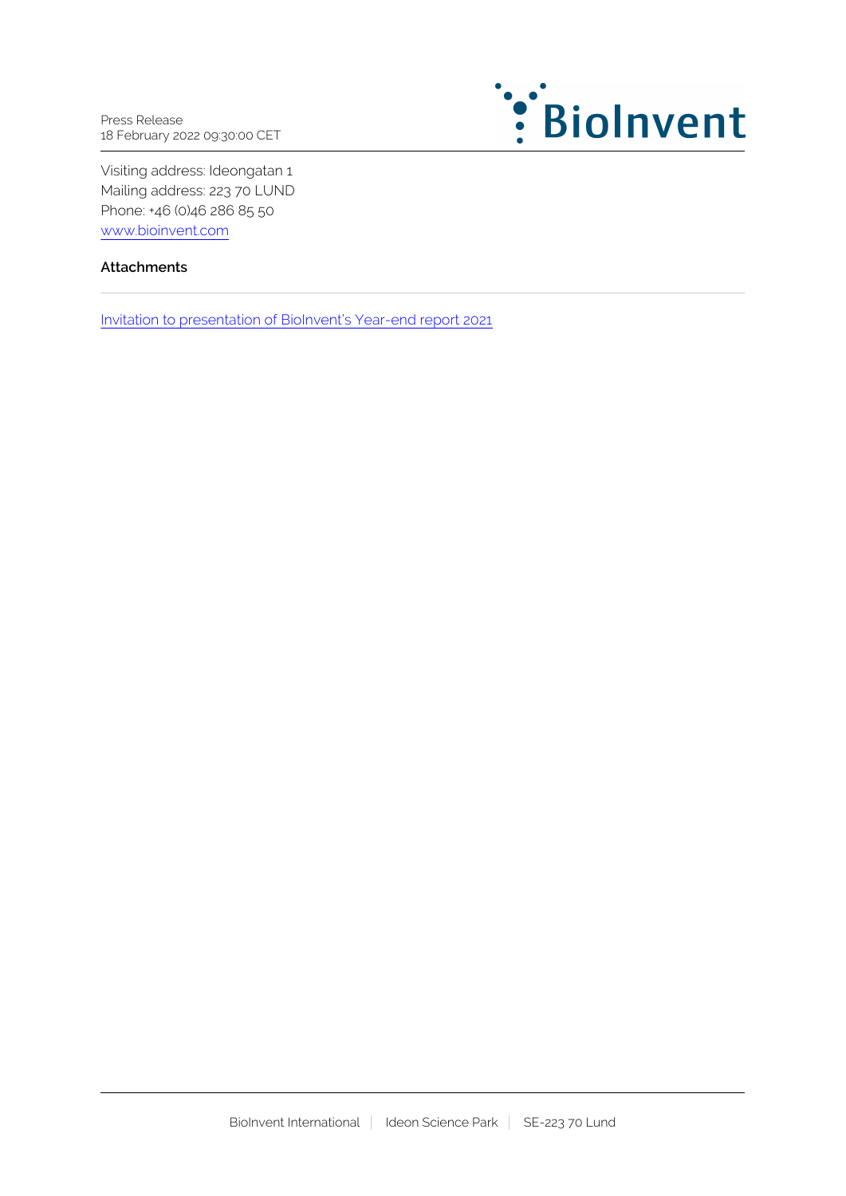Visiting address: Ideongatan 1
Mailing address: 223 70 LUND
Phone: +46 (0)46 286 85 50
www.bioinvent.com

**Attachments**

Invitation to presentation of BioInvent's Year-end report 2021